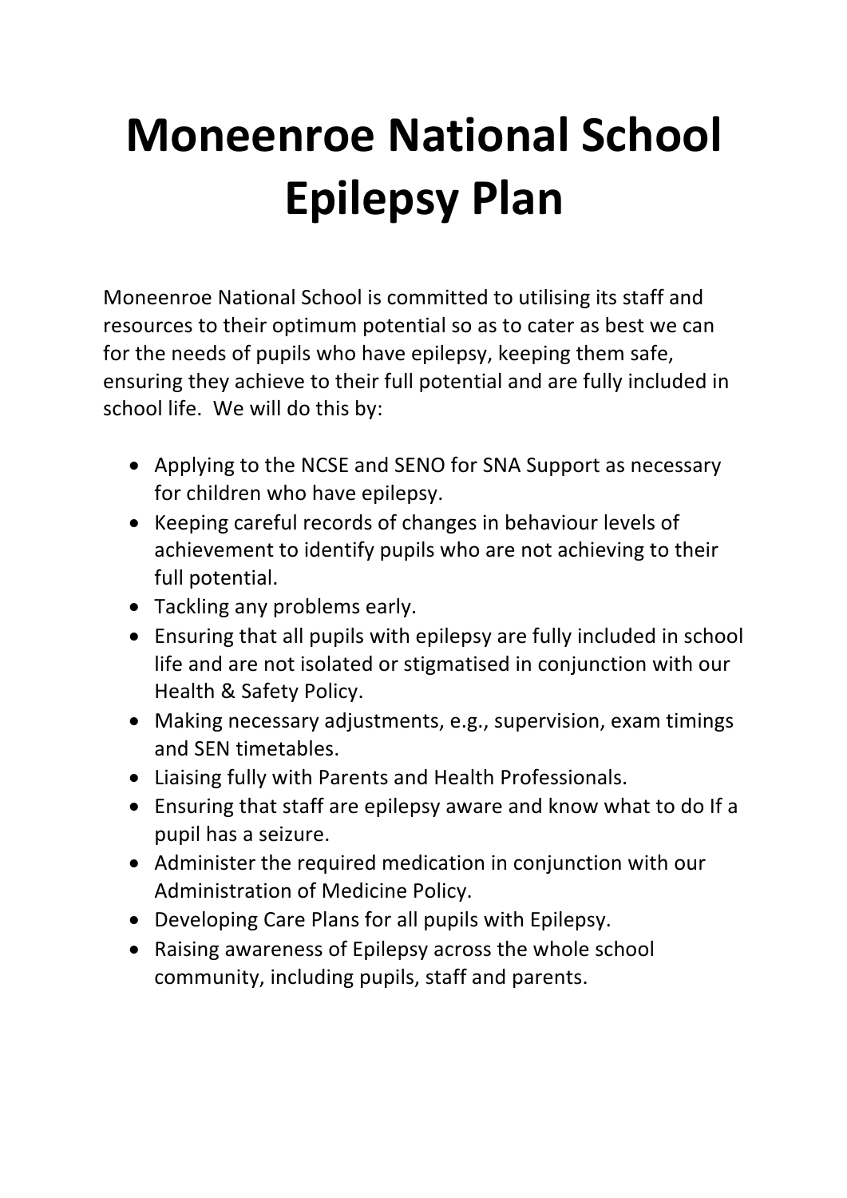# Moneenroe National School Epilepsy Plan

Moneenroe National School is committed to utilising its staff and resources to their optimum potential so as to cater as best we can for the needs of pupils who have epilepsy, keeping them safe, ensuring they achieve to their full potential and are fully included in school life. We will do this by:

- Applying to the NCSE and SENO for SNA Support as necessary for children who have epilepsy.
- Keeping careful records of changes in behaviour levels of achievement to identify pupils who are not achieving to their full potential.
- Tackling any problems early.
- Ensuring that all pupils with epilepsy are fully included in school life and are not isolated or stigmatised in conjunction with our Health & Safety Policy.
- Making necessary adjustments, e.g., supervision, exam timings and SEN timetables.
- Liaising fully with Parents and Health Professionals.
- Ensuring that staff are epilepsy aware and know what to do If a pupil has a seizure.
- Administer the required medication in conjunction with our Administration of Medicine Policy.
- Developing Care Plans for all pupils with Epilepsy.
- Raising awareness of Epilepsy across the whole school community, including pupils, staff and parents.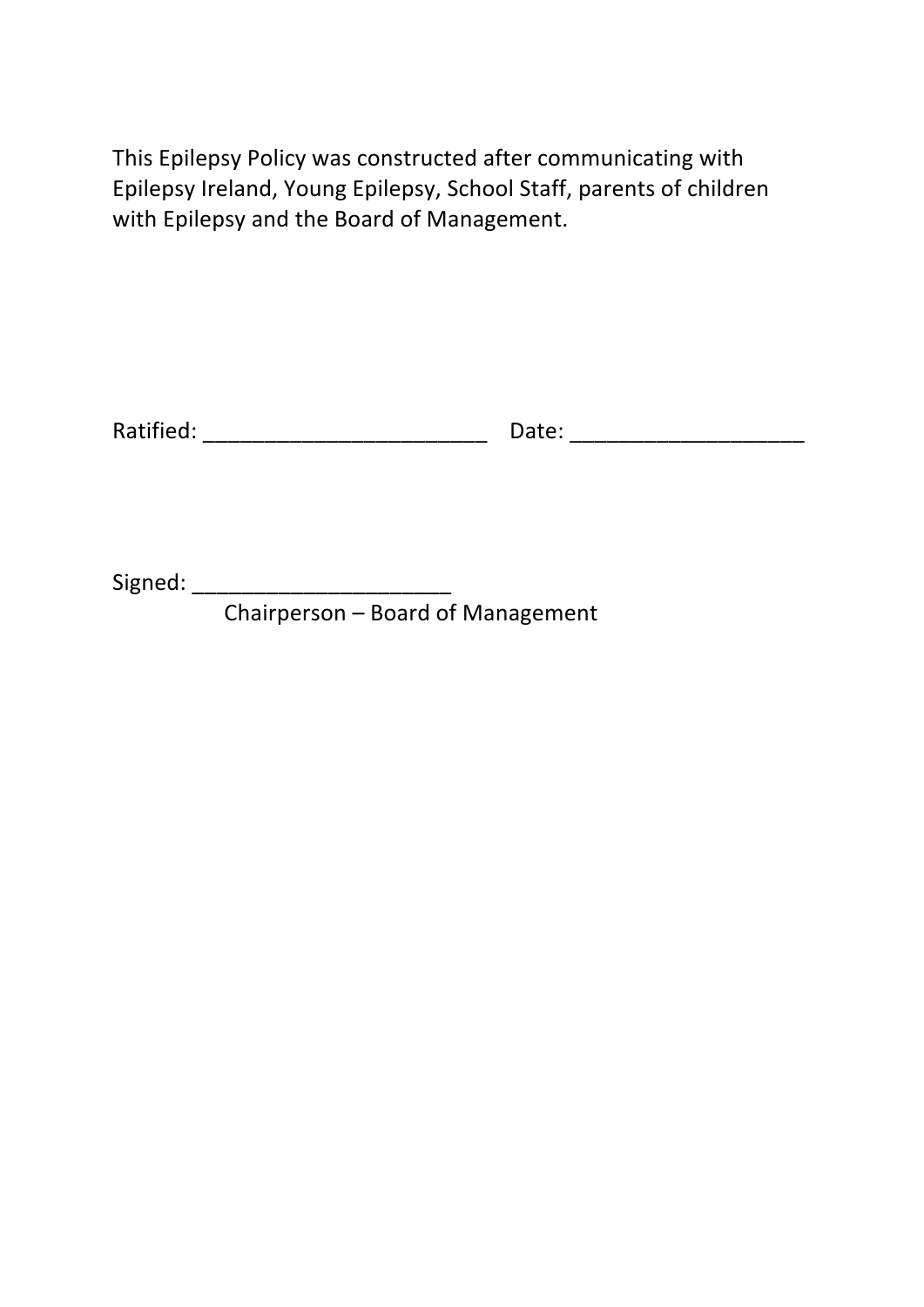This Epilepsy Policy was constructed after communicating with Epilepsy Ireland, Young Epilepsy, School Staff, parents of children with Epilepsy and the Board of Management.

Ratified: ________________________ Date: ___________________

Signed: _____________________

Chairperson – Board of Management